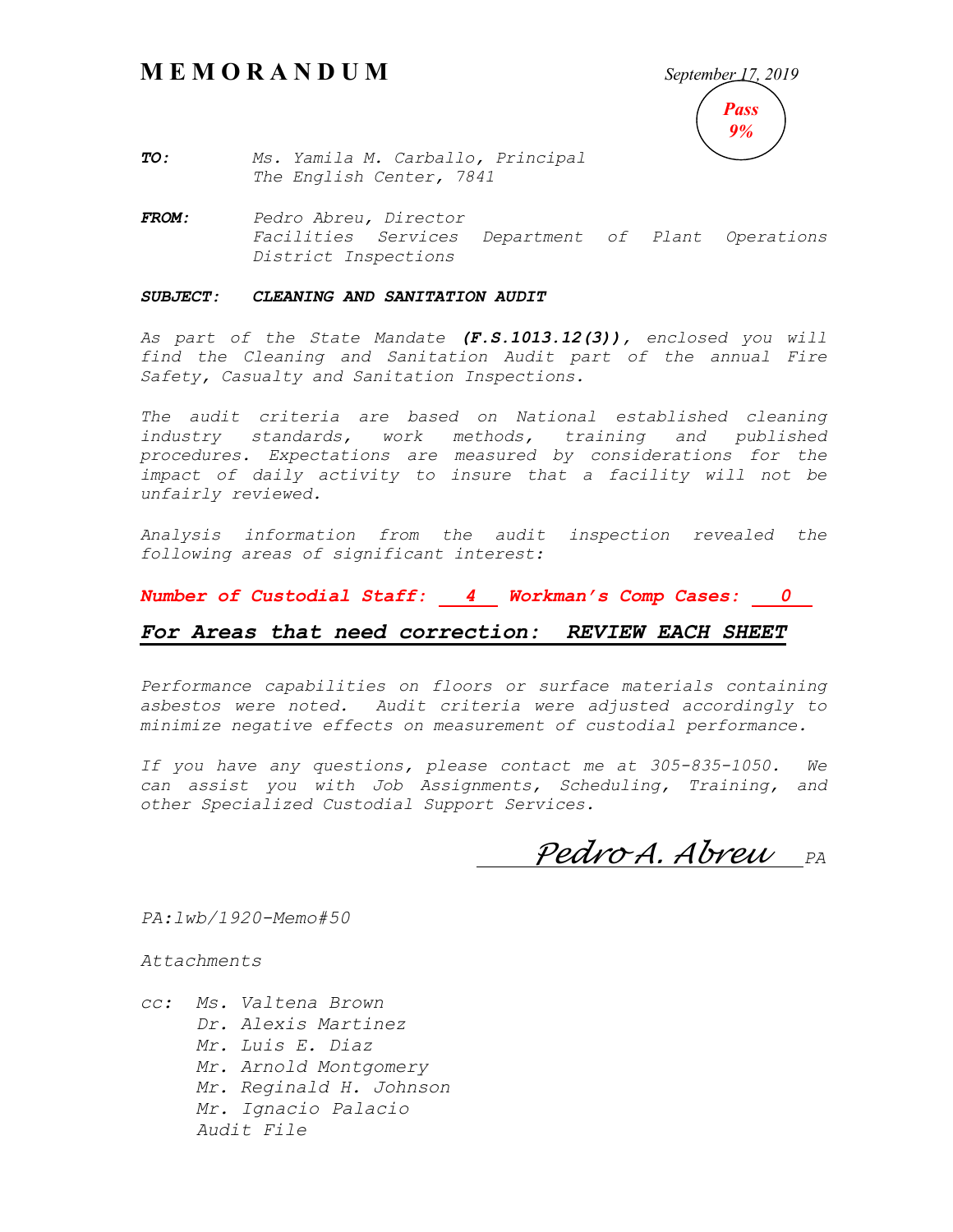# MEMORANDUM

*September 17, 2019*

***Pass 9%***

***TO:*** *Ms. Yamila M. Carballo, Principal*
*The English Center, 7841*

***FROM:*** *Pedro Abreu, Director*
*Facilities Services Department of Plant Operations*
*District Inspections*

***SUBJECT: CLEANING AND SANITATION AUDIT***

*As part of the State Mandate* ***(F.S.1013.12(3))****, enclosed you will find the Cleaning and Sanitation Audit part of the annual Fire Safety, Casualty and Sanitation Inspections.*

*The audit criteria are based on National established cleaning industry standards, work methods, training and published procedures. Expectations are measured by considerations for the impact of daily activity to insure that a facility will not be unfairly reviewed.*

*Analysis information from the audit inspection revealed the following areas of significant interest:*

***Number of Custodial Staff: 4 Workman's Comp Cases: 0***

***For Areas that need correction: REVIEW EACH SHEET***

*Performance capabilities on floors or surface materials containing asbestos were noted. Audit criteria were adjusted accordingly to minimize negative effects on measurement of custodial performance.*

*If you have any questions, please contact me at 305-835-1050. We can assist you with Job Assignments, Scheduling, Training, and other Specialized Custodial Support Services.*

*Pedro A. Abreu* *PA*

*PA:lwb/1920-Memo#50*

*Attachments*

*cc: Ms. Valtena Brown*
*Dr. Alexis Martinez*
*Mr. Luis E. Diaz*
*Mr. Arnold Montgomery*
*Mr. Reginald H. Johnson*
*Mr. Ignacio Palacio*
*Audit File*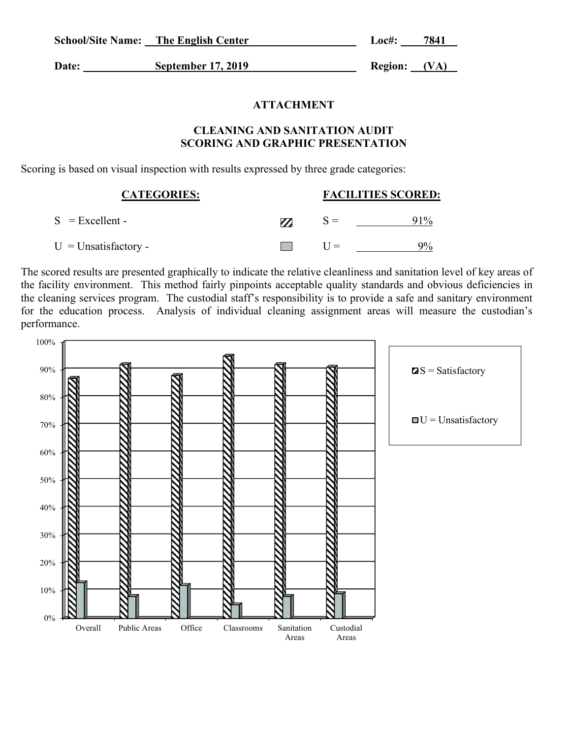**School/Site Name:** The English Center **Loc#:** 7841

**Date:** September 17, 2019 **Region:** (VA)

## ATTACHMENT

## CLEANING AND SANITATION AUDIT
## SCORING AND GRAPHIC PRESENTATION

Scoring is based on visual inspection with results expressed by three grade categories:

| **CATEGORIES:** | **FACILITIES SCORED:** |
|---|---|
| S = Excellent - | S = 91% |
| U = Unsatisfactory - | U = 9% |

The scored results are presented graphically to indicate the relative cleanliness and sanitation level of key areas of the facility environment. This method fairly pinpoints acceptable quality standards and obvious deficiencies in the cleaning services program. The custodial staff's responsibility is to provide a safe and sanitary environment for the education process. Analysis of individual cleaning assignment areas will measure the custodian's performance.

100%
90%
80%
70%
60%
50%
40%
30%
20%
10%
0%

Overall
Public Areas
Office
Classrooms
Sanitation Areas
Custodial Areas

S = Satisfactory
U = Unsatisfactory